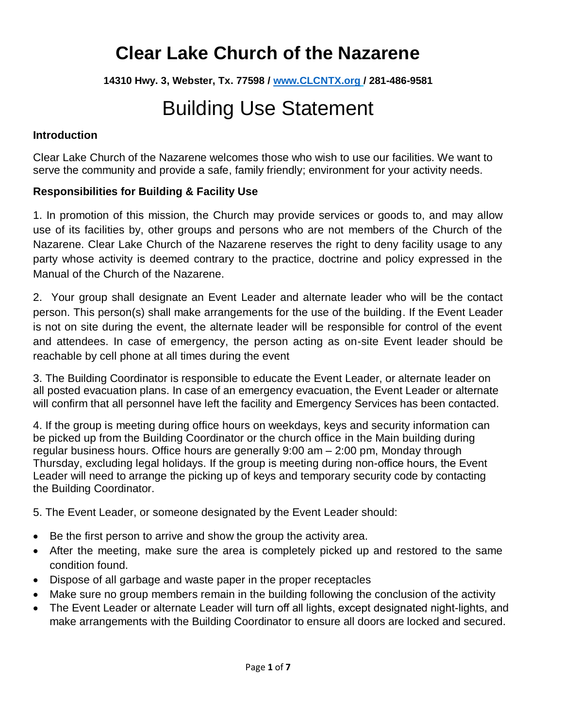# Clear Lake Church of the Nazarene

**14310 Hwy. 3, Webster, Tx. 77598 / www.CLCNTX.org / 281-486-9581**

# Building Use Statement

**Introduction**

Clear Lake Church of the Nazarene welcomes those who wish to use our facilities. We want to serve the community and provide a safe, family friendly; environment for your activity needs.

**Responsibilities for Building & Facility Use**

1. In promotion of this mission, the Church may provide services or goods to, and may allow use of its facilities by, other groups and persons who are not members of the Church of the Nazarene. Clear Lake Church of the Nazarene reserves the right to deny facility usage to any party whose activity is deemed contrary to the practice, doctrine and policy expressed in the Manual of the Church of the Nazarene.

2. Your group shall designate an Event Leader and alternate leader who will be the contact person. This person(s) shall make arrangements for the use of the building. If the Event Leader is not on site during the event, the alternate leader will be responsible for control of the event and attendees. In case of emergency, the person acting as on-site Event leader should be reachable by cell phone at all times during the event

3. The Building Coordinator is responsible to educate the Event Leader, or alternate leader on all posted evacuation plans. In case of an emergency evacuation, the Event Leader or alternate will confirm that all personnel have left the facility and Emergency Services has been contacted.

4. If the group is meeting during office hours on weekdays, keys and security information can be picked up from the Building Coordinator or the church office in the Main building during regular business hours. Office hours are generally 9:00 am – 2:00 pm, Monday through Thursday, excluding legal holidays. If the group is meeting during non-office hours, the Event Leader will need to arrange the picking up of keys and temporary security code by contacting the Building Coordinator.

5. The Event Leader, or someone designated by the Event Leader should:

- Be the first person to arrive and show the group the activity area.
- After the meeting, make sure the area is completely picked up and restored to the same condition found.
- Dispose of all garbage and waste paper in the proper receptacles
- Make sure no group members remain in the building following the conclusion of the activity
- The Event Leader or alternate Leader will turn off all lights, except designated night-lights, and make arrangements with the Building Coordinator to ensure all doors are locked and secured.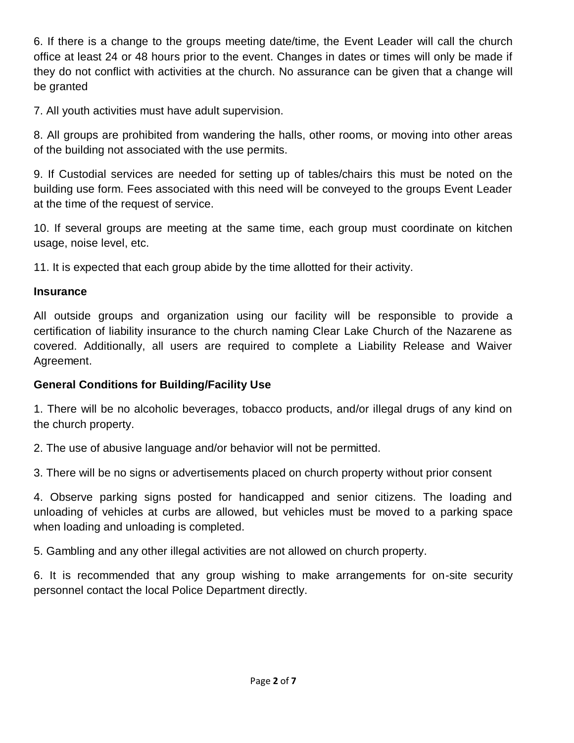6. If there is a change to the groups meeting date/time, the Event Leader will call the church office at least 24 or 48 hours prior to the event. Changes in dates or times will only be made if they do not conflict with activities at the church. No assurance can be given that a change will be granted

7. All youth activities must have adult supervision.

8. All groups are prohibited from wandering the halls, other rooms, or moving into other areas of the building not associated with the use permits.

9. If Custodial services are needed for setting up of tables/chairs this must be noted on the building use form. Fees associated with this need will be conveyed to the groups Event Leader at the time of the request of service.

10. If several groups are meeting at the same time, each group must coordinate on kitchen usage, noise level, etc.

11. It is expected that each group abide by the time allotted for their activity.

**Insurance**

All outside groups and organization using our facility will be responsible to provide a certification of liability insurance to the church naming Clear Lake Church of the Nazarene as covered. Additionally, all users are required to complete a Liability Release and Waiver Agreement.

**General Conditions for Building/Facility Use**

1. There will be no alcoholic beverages, tobacco products, and/or illegal drugs of any kind on the church property.

2. The use of abusive language and/or behavior will not be permitted.

3. There will be no signs or advertisements placed on church property without prior consent

4. Observe parking signs posted for handicapped and senior citizens. The loading and unloading of vehicles at curbs are allowed, but vehicles must be moved to a parking space when loading and unloading is completed.

5. Gambling and any other illegal activities are not allowed on church property.

6. It is recommended that any group wishing to make arrangements for on-site security personnel contact the local Police Department directly.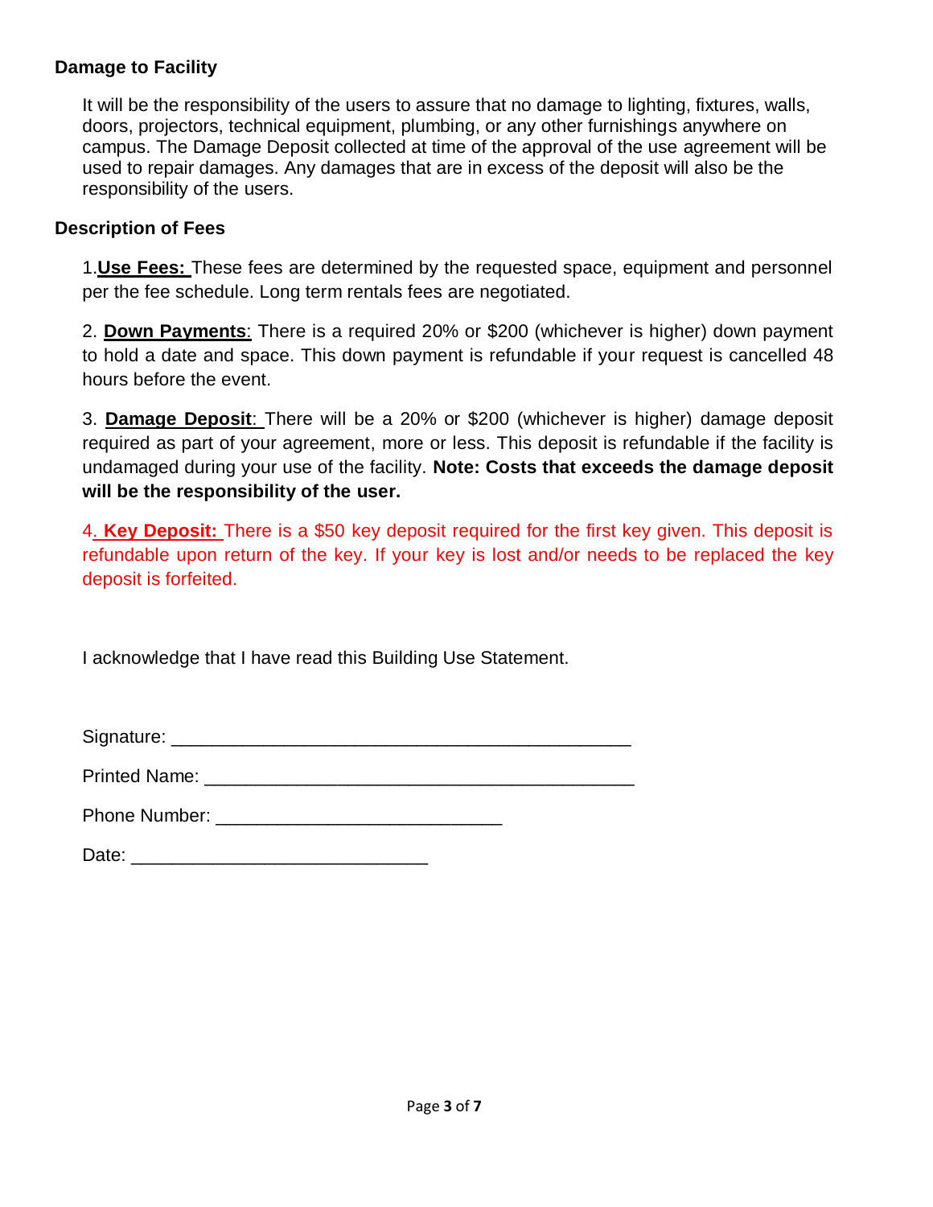### Damage to Facility

It will be the responsibility of the users to assure that no damage to lighting, fixtures, walls, doors, projectors, technical equipment, plumbing, or any other furnishings anywhere on campus. The Damage Deposit collected at time of the approval of the use agreement will be used to repair damages. Any damages that are in excess of the deposit will also be the responsibility of the users.

### Description of Fees

1. **Use Fees:** These fees are determined by the requested space, equipment and personnel per the fee schedule. Long term rentals fees are negotiated.

2. **Down Payments**: There is a required 20% or $200 (whichever is higher) down payment to hold a date and space. This down payment is refundable if your request is cancelled 48 hours before the event.

3. **Damage Deposit**: There will be a 20% or $200 (whichever is higher) damage deposit required as part of your agreement, more or less. This deposit is refundable if the facility is undamaged during your use of the facility. **Note: Costs that exceeds the damage deposit will be the responsibility of the user.**

4. **Key Deposit:** There is a $50 key deposit required for the first key given. This deposit is refundable upon return of the key. If your key is lost and/or needs to be replaced the key deposit is forfeited.

I acknowledge that I have read this Building Use Statement.

Signature: ____________________________________________

Printed Name: __________________________________________

Phone Number: ___________________________

Date: ____________________________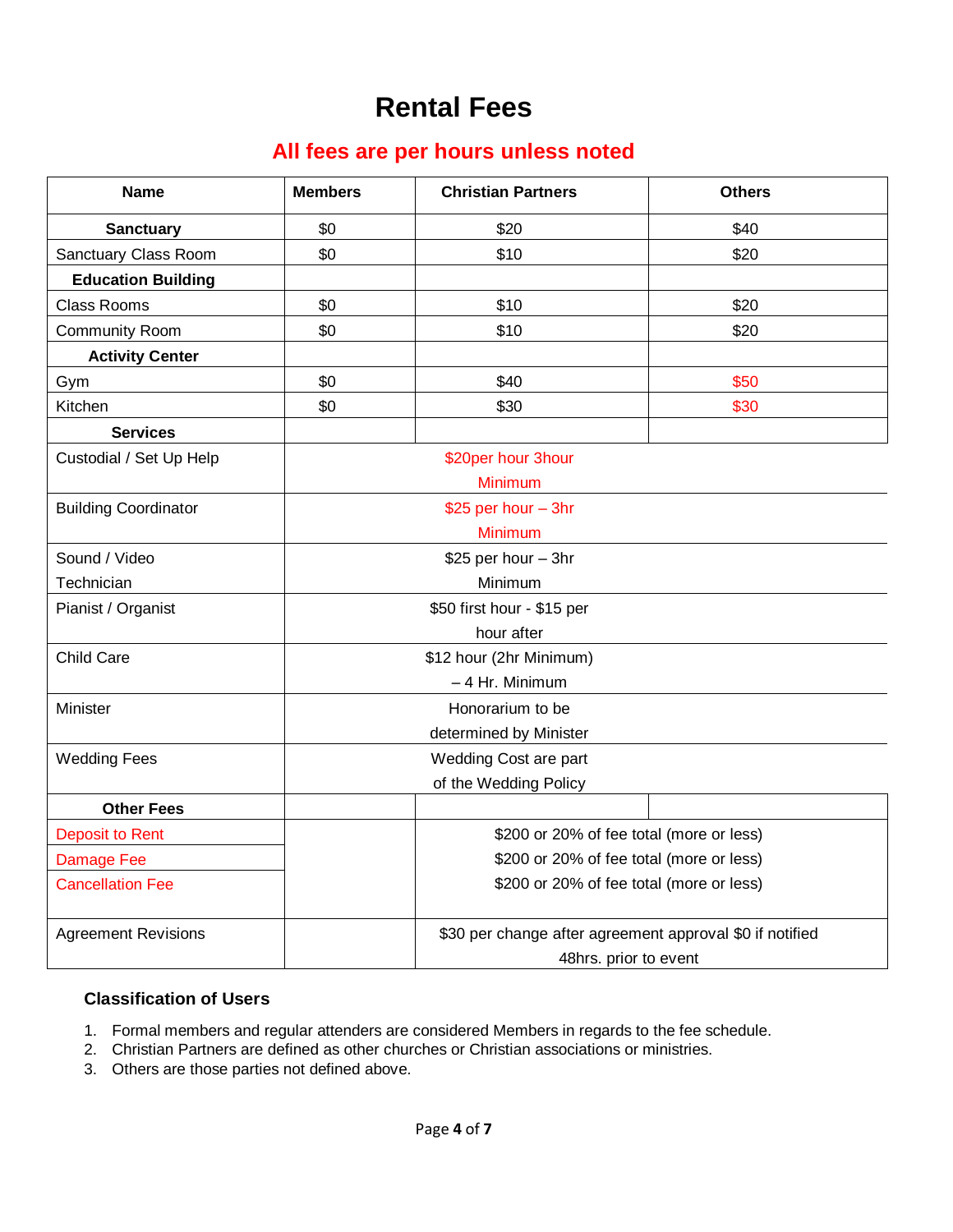# Rental Fees

## All fees are per hours unless noted

| Name | Members | Christian Partners | Others |
|---|---|---|---|
| **Sanctuary** | $0 | $20 | $40 |
| Sanctuary Class Room | $0 | $10 | $20 |
| **Education Building** | | | |
| Class Rooms | $0 | $10 | $20 |
| Community Room | $0 | $10 | $20 |
| **Activity Center** | | | |
| Gym | $0 | $40 | $50 |
| Kitchen | $0 | $30 | $30 |
| **Services** | | | |
| Custodial / Set Up Help | $20per hour 3hour Minimum | | |
| Building Coordinator | $25 per hour – 3hr Minimum | | |
| Sound / Video Technician | $25 per hour – 3hr Minimum | | |
| Pianist / Organist | $50 first hour - $15 per hour after | | |
| Child Care | $12 hour (2hr Minimum) – 4 Hr. Minimum | | |
| Minister | Honorarium to be determined by Minister | | |
| Wedding Fees | Wedding Cost are part of the Wedding Policy | | |
| **Other Fees** | | | |
| Deposit to Rent | | $200 or 20% of fee total (more or less) | |
| Damage Fee | | $200 or 20% of fee total (more or less) | |
| Cancellation Fee | | $200 or 20% of fee total (more or less) | |
| Agreement Revisions | | $30 per change after agreement approval $0 if notified 48hrs. prior to event | |

### Classification of Users

1. Formal members and regular attenders are considered Members in regards to the fee schedule.
2. Christian Partners are defined as other churches or Christian associations or ministries.
3. Others are those parties not defined above.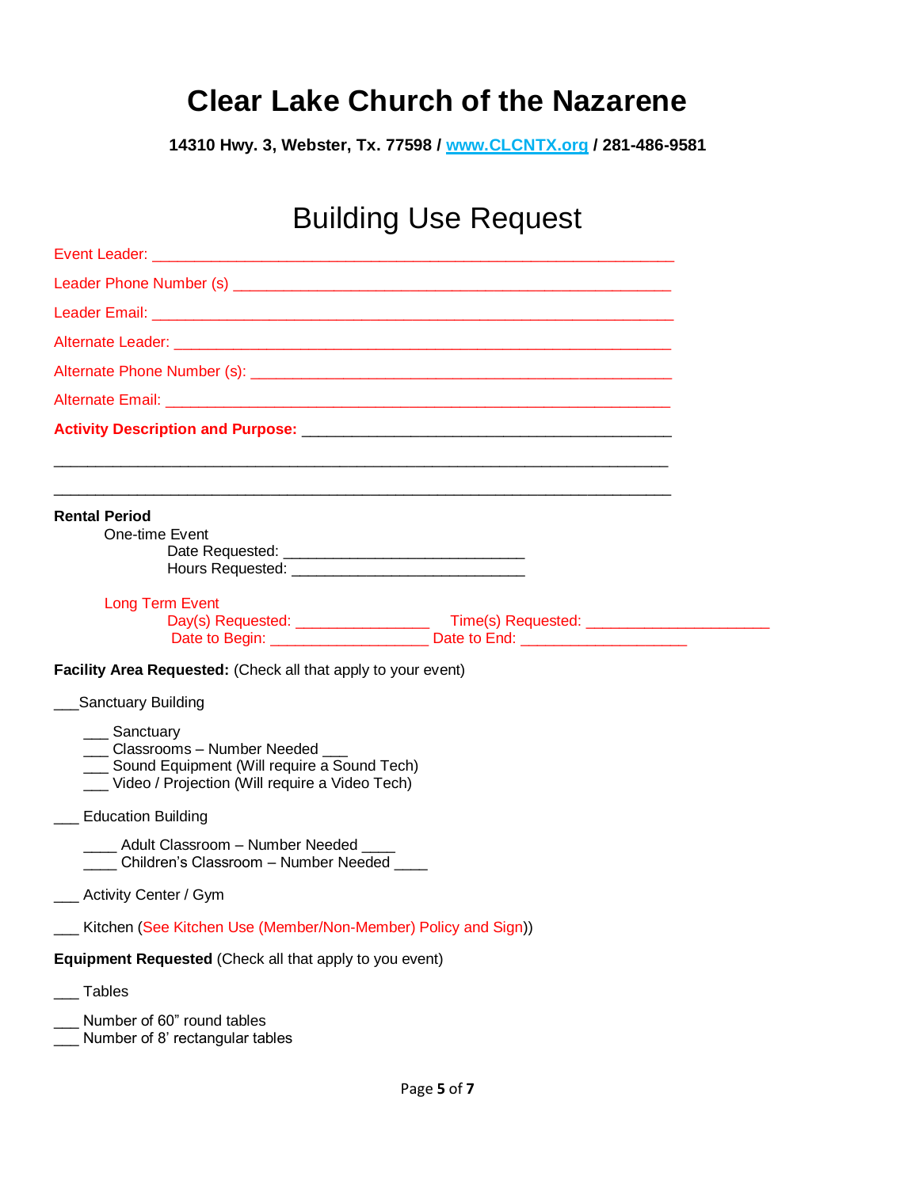# Clear Lake Church of the Nazarene

**14310 Hwy. 3, Webster, Tx. 77598 / [www.CLCNTX.org](http://www.CLCNTX.org) / 281-486-9581**

## Building Use Request

Event Leader: ____________________________________________________________

Leader Phone Number (s) __________________________________________________

Leader Email: ____________________________________________________________

Alternate Leader: _________________________________________________________

Alternate Phone Number (s): ________________________________________________

Alternate Email: __________________________________________________________

**Activity Description and Purpose:** ________________________________________

______________________________________________________________________

______________________________________________________________________

**Rental Period**

One-time Event

Date Requested: ____________________________

Hours Requested: ____________________________

Long Term Event

Day(s) Requested: _______________ Time(s) Requested: _____________________

Date to Begin: __________________ Date to End: ___________________

**Facility Area Requested:** (Check all that apply to your event)

___Sanctuary Building

- ___ Sanctuary
- ___ Classrooms – Number Needed ___
- ___ Sound Equipment (Will require a Sound Tech)
- ___ Video / Projection (Will require a Video Tech)

___ Education Building

- ____ Adult Classroom – Number Needed ____
- ____ Children's Classroom – Number Needed ____

___ Activity Center / Gym

___ Kitchen (See Kitchen Use (Member/Non-Member) Policy and Sign))

**Equipment Requested** (Check all that apply to you event)

___ Tables

___ Number of 60" round tables
___ Number of 8' rectangular tables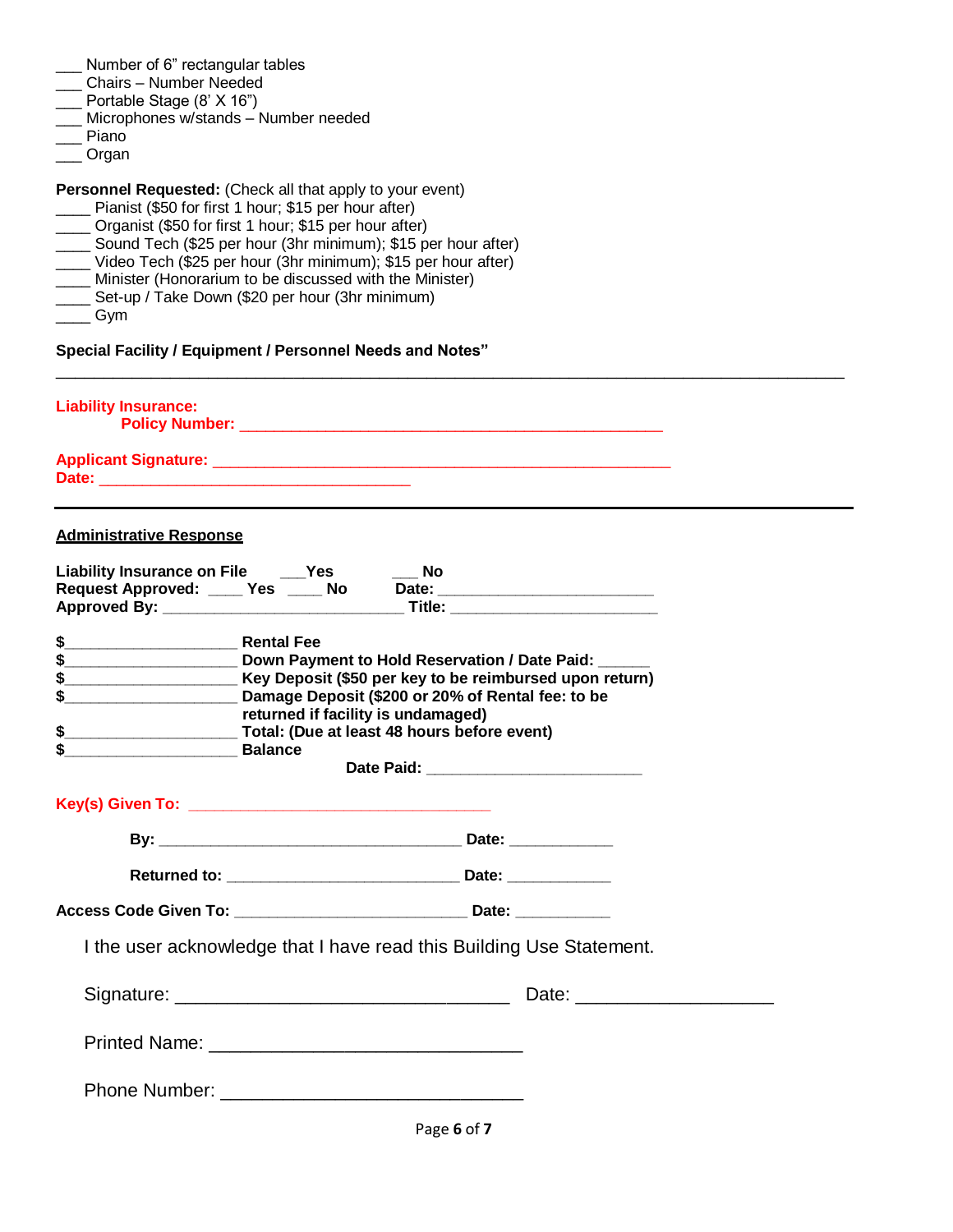___ Number of 6" rectangular tables
___ Chairs – Number Needed
___ Portable Stage (8' X 16")
___ Microphones w/stands – Number needed
___ Piano
___ Organ

**Personnel Requested:** (Check all that apply to your event)
____ Pianist ($50 for first 1 hour; $15 per hour after)
____ Organist ($50 for first 1 hour; $15 per hour after)
____ Sound Tech ($25 per hour (3hr minimum); $15 per hour after)
____ Video Tech ($25 per hour (3hr minimum); $15 per hour after)
____ Minister (Honorarium to be discussed with the Minister)
____ Set-up / Take Down ($20 per hour (3hr minimum)
____ Gym

**Special Facility / Equipment / Personnel Needs and Notes"**

______________________________________________________________________________

**Liability Insurance:**
**Policy Number:** ___________________________________________

**Applicant Signature:** ______________________________________________
**Date:** ________________________________

---

**Administrative Response**

**Liability Insurance on File** ___**Yes** ___ **No**
**Request Approved:** ____ **Yes** ____ **No** **Date:** _______________________
**Approved By:** ___________________________ **Title:** _______________________

**$**___________________ **Rental Fee**
**$**___________________ **Down Payment to Hold Reservation / Date Paid:** ______
**$**___________________ **Key Deposit ($50 per key to be reimbursed upon return)**
**$**___________________ **Damage Deposit ($200 or 20% of Rental fee: to be returned if facility is undamaged)**
**$**___________________ **Total: (Due at least 48 hours before event)**
**$**___________________ **Balance**
**Date Paid:** ________________________

**Key(s) Given To:** _________________________________

**By:** __________________________________ **Date:** ___________

**Returned to:** __________________________ **Date:** ___________

**Access Code Given To:** _________________________ **Date:** __________

I the user acknowledge that I have read this Building Use Statement.

Signature: _________________________________ Date: ___________________

Printed Name: ______________________________

Phone Number: _____________________________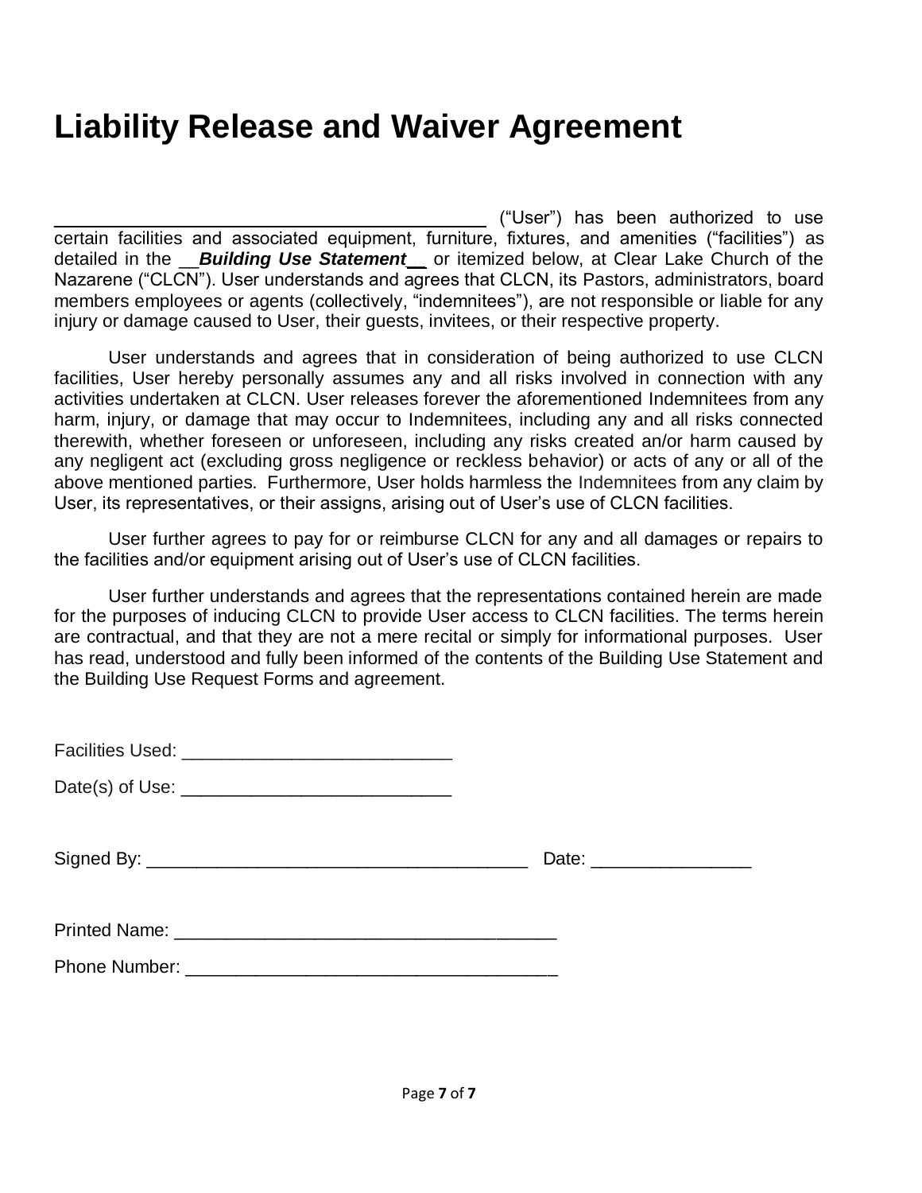# Liability Release and Waiver Agreement

__________________________________________ ("User") has been authorized to use certain facilities and associated equipment, furniture, fixtures, and amenities ("facilities") as detailed in the __***Building Use Statement***__ or itemized below, at Clear Lake Church of the Nazarene ("CLCN"). User understands and agrees that CLCN, its Pastors, administrators, board members employees or agents (collectively, "indemnitees"), are not responsible or liable for any injury or damage caused to User, their guests, invitees, or their respective property.

User understands and agrees that in consideration of being authorized to use CLCN facilities, User hereby personally assumes any and all risks involved in connection with any activities undertaken at CLCN. User releases forever the aforementioned Indemnitees from any harm, injury, or damage that may occur to Indemnitees, including any and all risks connected therewith, whether foreseen or unforeseen, including any risks created an/or harm caused by any negligent act (excluding gross negligence or reckless behavior) or acts of any or all of the above mentioned parties. Furthermore, User holds harmless the Indemnitees from any claim by User, its representatives, or their assigns, arising out of User's use of CLCN facilities.

User further agrees to pay for or reimburse CLCN for any and all damages or repairs to the facilities and/or equipment arising out of User's use of CLCN facilities.

User further understands and agrees that the representations contained herein are made for the purposes of inducing CLCN to provide User access to CLCN facilities. The terms herein are contractual, and that they are not a mere recital or simply for informational purposes. User has read, understood and fully been informed of the contents of the Building Use Statement and the Building Use Request Forms and agreement.

Facilities Used: ___________________________

Date(s) of Use: ___________________________

Signed By: ______________________________________ Date: ________________

Printed Name: ______________________________________

Phone Number: _____________________________________